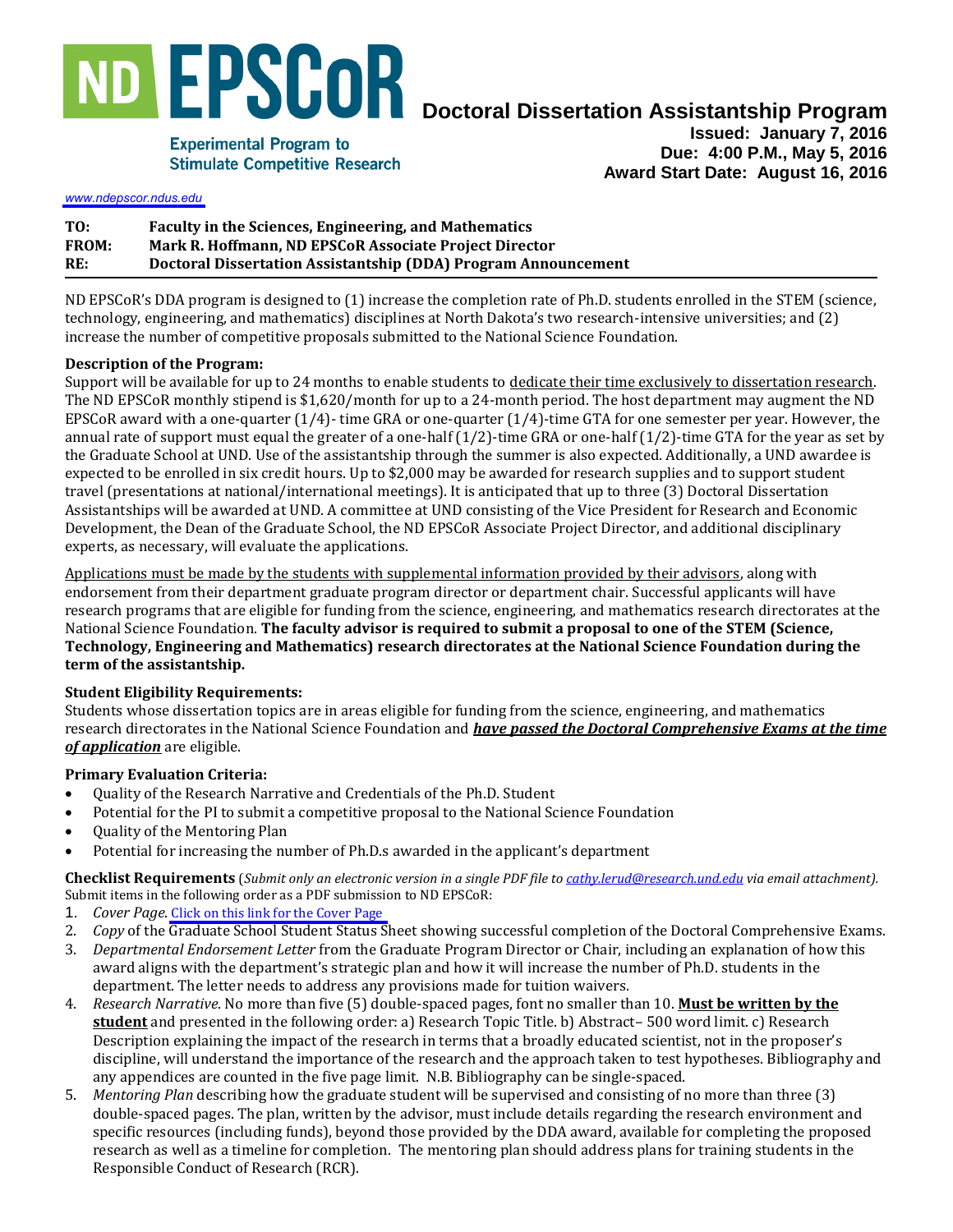# ND EPSCoR

Experimental Program to Stimulate Competitive Research

## Doctoral Dissertation Assistantship Program

**Issued: January 7, 2016**
**Due: 4:00 P.M., May 5, 2016**
**Award Start Date: August 16, 2016**

www.ndepscor.ndus.edu

**TO:** **Faculty in the Sciences, Engineering, and Mathematics**
**FROM:** **Mark R. Hoffmann, ND EPSCoR Associate Project Director**
**RE:** **Doctoral Dissertation Assistantship (DDA) Program Announcement**

ND EPSCoR's DDA program is designed to (1) increase the completion rate of Ph.D. students enrolled in the STEM (science, technology, engineering, and mathematics) disciplines at North Dakota's two research-intensive universities; and (2) increase the number of competitive proposals submitted to the National Science Foundation.

**Description of the Program:**
Support will be available for up to 24 months to enable students to dedicate their time exclusively to dissertation research. The ND EPSCoR monthly stipend is $1,620/month for up to a 24-month period. The host department may augment the ND EPSCoR award with a one-quarter (1/4)- time GRA or one-quarter (1/4)-time GTA for one semester per year. However, the annual rate of support must equal the greater of a one-half (1/2)-time GRA or one-half (1/2)-time GTA for the year as set by the Graduate School at UND. Use of the assistantship through the summer is also expected. Additionally, a UND awardee is expected to be enrolled in six credit hours. Up to $2,000 may be awarded for research supplies and to support student travel (presentations at national/international meetings). It is anticipated that up to three (3) Doctoral Dissertation Assistantships will be awarded at UND. A committee at UND consisting of the Vice President for Research and Economic Development, the Dean of the Graduate School, the ND EPSCoR Associate Project Director, and additional disciplinary experts, as necessary, will evaluate the applications.

Applications must be made by the students with supplemental information provided by their advisors, along with endorsement from their department graduate program director or department chair. Successful applicants will have research programs that are eligible for funding from the science, engineering, and mathematics research directorates at the National Science Foundation. **The faculty advisor is required to submit a proposal to one of the STEM (Science, Technology, Engineering and Mathematics) research directorates at the National Science Foundation during the term of the assistantship.**

**Student Eligibility Requirements:**
Students whose dissertation topics are in areas eligible for funding from the science, engineering, and mathematics research directorates in the National Science Foundation and ***have passed the Doctoral Comprehensive Exams at the time of application*** are eligible.

**Primary Evaluation Criteria:**

- Quality of the Research Narrative and Credentials of the Ph.D. Student
- Potential for the PI to submit a competitive proposal to the National Science Foundation
- Quality of the Mentoring Plan
- Potential for increasing the number of Ph.D.s awarded in the applicant's department

**Checklist Requirements** (*Submit only an electronic version in a single PDF file to cathy.lerud@research.und.edu via email attachment).*
Submit items in the following order as a PDF submission to ND EPSCoR:

1. *Cover Page*. Click on this link for the Cover Page
2. *Copy* of the Graduate School Student Status Sheet showing successful completion of the Doctoral Comprehensive Exams.
3. *Departmental Endorsement Letter* from the Graduate Program Director or Chair, including an explanation of how this award aligns with the department's strategic plan and how it will increase the number of Ph.D. students in the department. The letter needs to address any provisions made for tuition waivers.
4. *Research Narrative*. No more than five (5) double-spaced pages, font no smaller than 10. **Must be written by the student** and presented in the following order: a) Research Topic Title. b) Abstract– 500 word limit. c) Research Description explaining the impact of the research in terms that a broadly educated scientist, not in the proposer's discipline, will understand the importance of the research and the approach taken to test hypotheses. Bibliography and any appendices are counted in the five page limit. N.B. Bibliography can be single-spaced.
5. *Mentoring Plan* describing how the graduate student will be supervised and consisting of no more than three (3) double-spaced pages. The plan, written by the advisor, must include details regarding the research environment and specific resources (including funds), beyond those provided by the DDA award, available for completing the proposed research as well as a timeline for completion. The mentoring plan should address plans for training students in the Responsible Conduct of Research (RCR).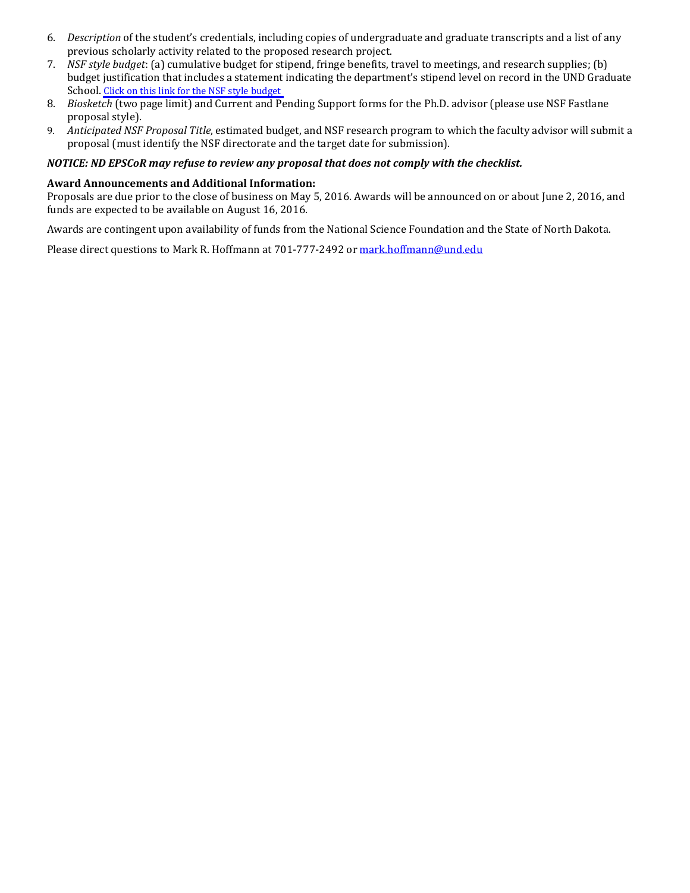6. *Description* of the student's credentials, including copies of undergraduate and graduate transcripts and a list of any previous scholarly activity related to the proposed research project.
7. *NSF style budget*: (a) cumulative budget for stipend, fringe benefits, travel to meetings, and research supplies; (b) budget justification that includes a statement indicating the department's stipend level on record in the UND Graduate School. [Click on this link for the NSF style budget]
8. *Biosketch* (two page limit) and Current and Pending Support forms for the Ph.D. advisor (please use NSF Fastlane proposal style).
9. *Anticipated NSF Proposal Title*, estimated budget, and NSF research program to which the faculty advisor will submit a proposal (must identify the NSF directorate and the target date for submission).

***NOTICE: ND EPSCoR may refuse to review any proposal that does not comply with the checklist.***

**Award Announcements and Additional Information:**

Proposals are due prior to the close of business on May 5, 2016. Awards will be announced on or about June 2, 2016, and funds are expected to be available on August 16, 2016.

Awards are contingent upon availability of funds from the National Science Foundation and the State of North Dakota.

Please direct questions to Mark R. Hoffmann at 701-777-2492 or mark.hoffmann@und.edu